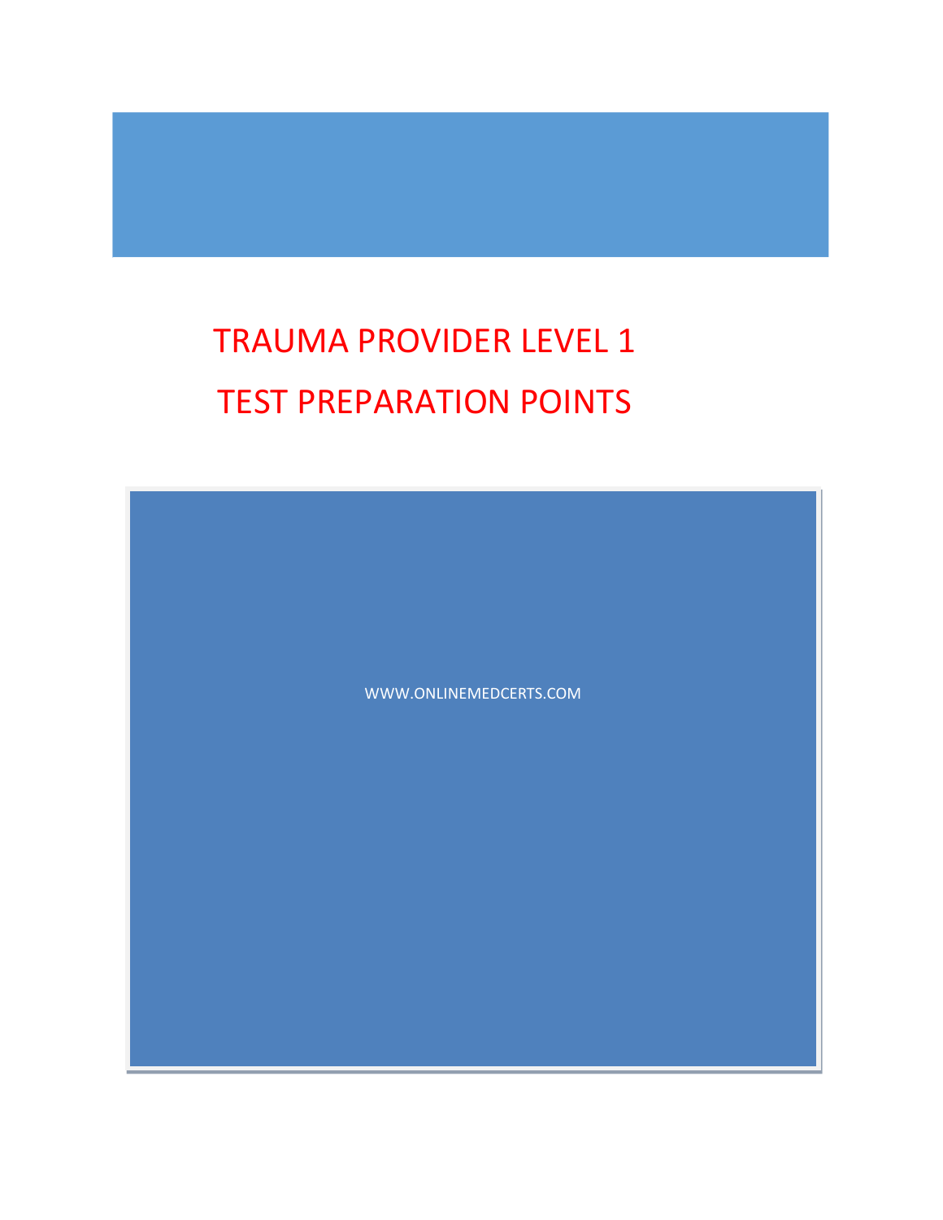# TRAUMA PROVIDER LEVEL 1

# TEST PREPARATION POINTS

WWW.ONLINEMEDCERTS.COM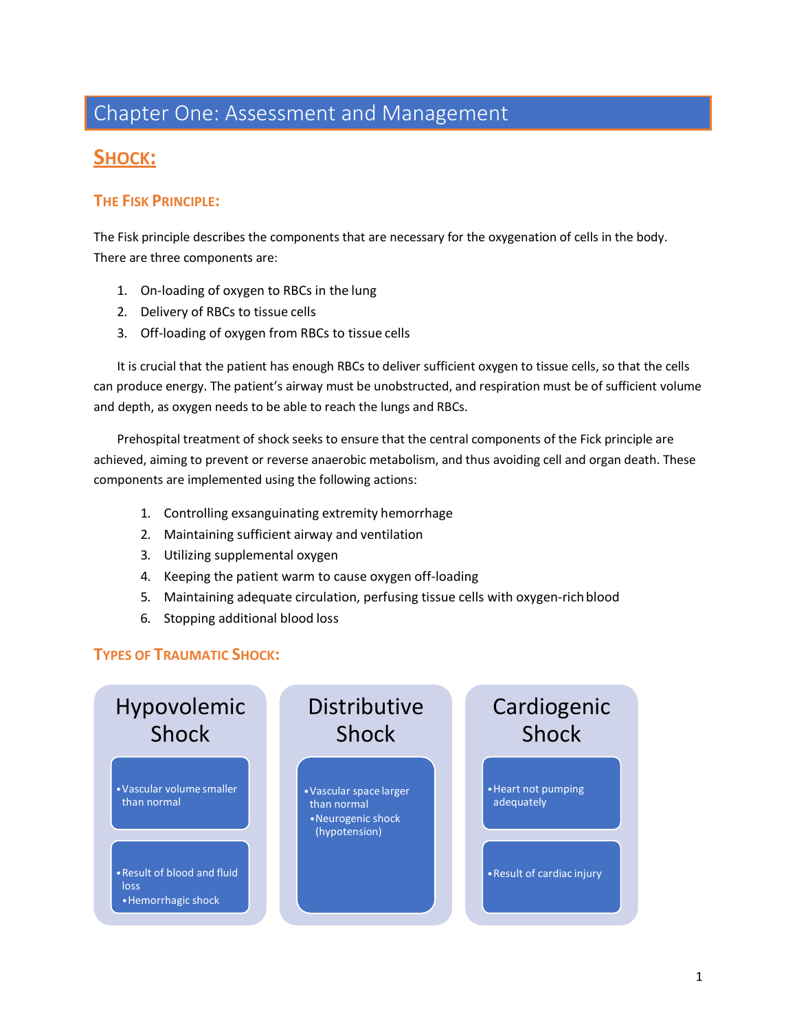# Chapter One: Assessment and Management

## SHOCK:

### THE FISK PRINCIPLE:

The Fisk principle describes the components that are necessary for the oxygenation of cells in the body. There are three components are:

1. On-loading of oxygen to RBCs in the lung
2. Delivery of RBCs to tissue cells
3. Off-loading of oxygen from RBCs to tissue cells

It is crucial that the patient has enough RBCs to deliver sufficient oxygen to tissue cells, so that the cells can produce energy. The patient's airway must be unobstructed, and respiration must be of sufficient volume and depth, as oxygen needs to be able to reach the lungs and RBCs.

Prehospital treatment of shock seeks to ensure that the central components of the Fick principle are achieved, aiming to prevent or reverse anaerobic metabolism, and thus avoiding cell and organ death. These components are implemented using the following actions:

1. Controlling exsanguinating extremity hemorrhage
2. Maintaining sufficient airway and ventilation
3. Utilizing supplemental oxygen
4. Keeping the patient warm to cause oxygen off-loading
5. Maintaining adequate circulation, perfusing tissue cells with oxygen-rich blood
6. Stopping additional blood loss

### TYPES OF TRAUMATIC SHOCK:

**Hypovolemic Shock**
- Vascular volume smaller than normal
- Result of blood and fluid loss
  - Hemorrhagic shock

**Distributive Shock**
- Vascular space larger than normal
  - Neurogenic shock (hypotension)

**Cardiogenic Shock**
- Heart not pumping adequately
- Result of cardiac injury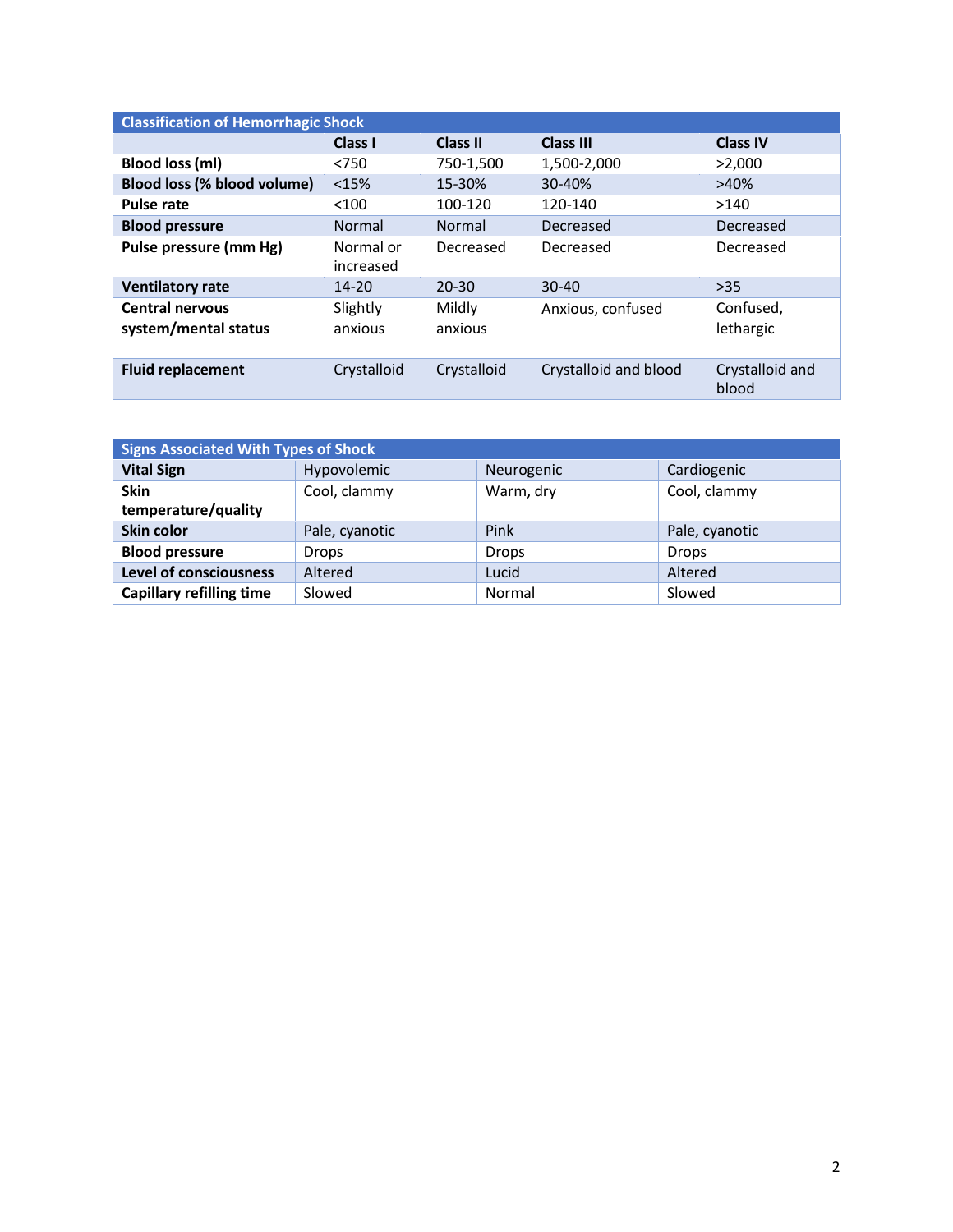| Classification of Hemorrhagic Shock | | | | |
|---|---|---|---|---|
| | **Class I** | **Class II** | **Class III** | **Class IV** |
| **Blood loss (ml)** | <750 | 750-1,500 | 1,500-2,000 | >2,000 |
| **Blood loss (% blood volume)** | <15% | 15-30% | 30-40% | >40% |
| **Pulse rate** | <100 | 100-120 | 120-140 | >140 |
| **Blood pressure** | Normal | Normal | Decreased | Decreased |
| **Pulse pressure (mm Hg)** | Normal or increased | Decreased | Decreased | Decreased |
| **Ventilatory rate** | 14-20 | 20-30 | 30-40 | >35 |
| **Central nervous system/mental status** | Slightly anxious | Mildly anxious | Anxious, confused | Confused, lethargic |
| **Fluid replacement** | Crystalloid | Crystalloid | Crystalloid and blood | Crystalloid and blood |

| Signs Associated With Types of Shock | | | |
|---|---|---|---|
| **Vital Sign** | Hypovolemic | Neurogenic | Cardiogenic |
| **Skin temperature/quality** | Cool, clammy | Warm, dry | Cool, clammy |
| **Skin color** | Pale, cyanotic | Pink | Pale, cyanotic |
| **Blood pressure** | Drops | Drops | Drops |
| **Level of consciousness** | Altered | Lucid | Altered |
| **Capillary refilling time** | Slowed | Normal | Slowed |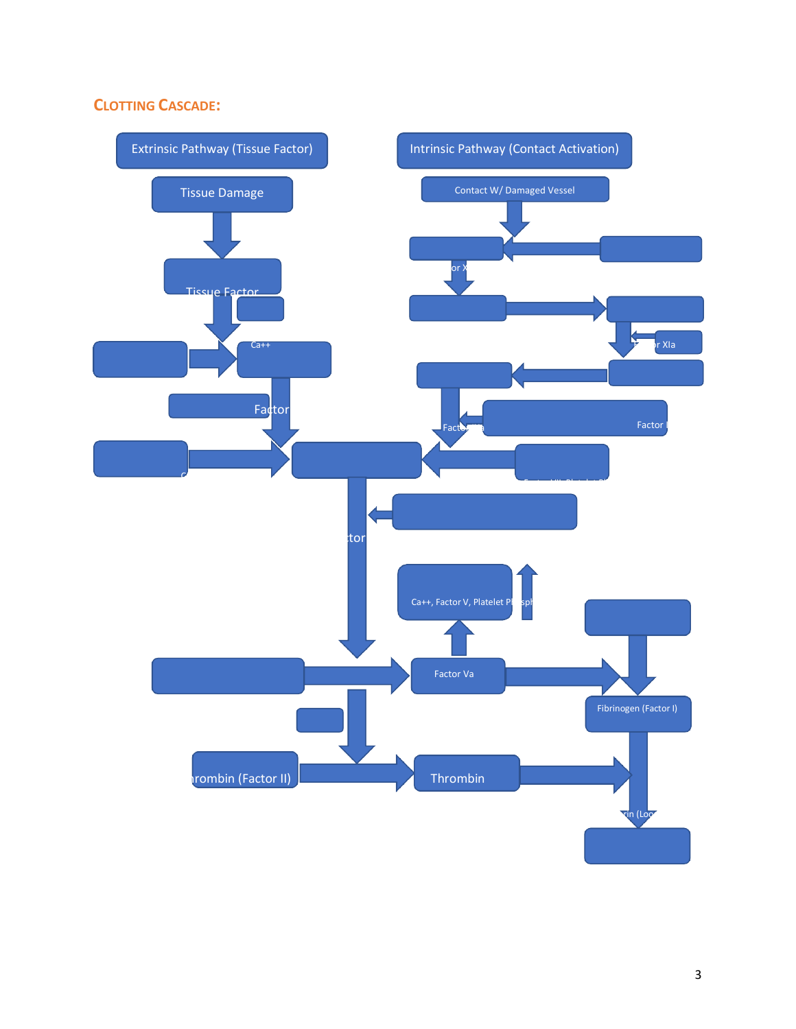# Clotting Cascade:

Extrinsic Pathway (Tissue Factor)

Tissue Damage

Tissue Factor

Ca++

Factor

Intrinsic Pathway (Contact Activation)

Contact W/ Damaged Vessel

or X

r XIa

Factor

Factor I

tor

Ca++, Factor V, Platelet Pl sph

Factor Va

Fibrinogen (Factor I)

rombin (Factor II)

Thrombin

rin (Loo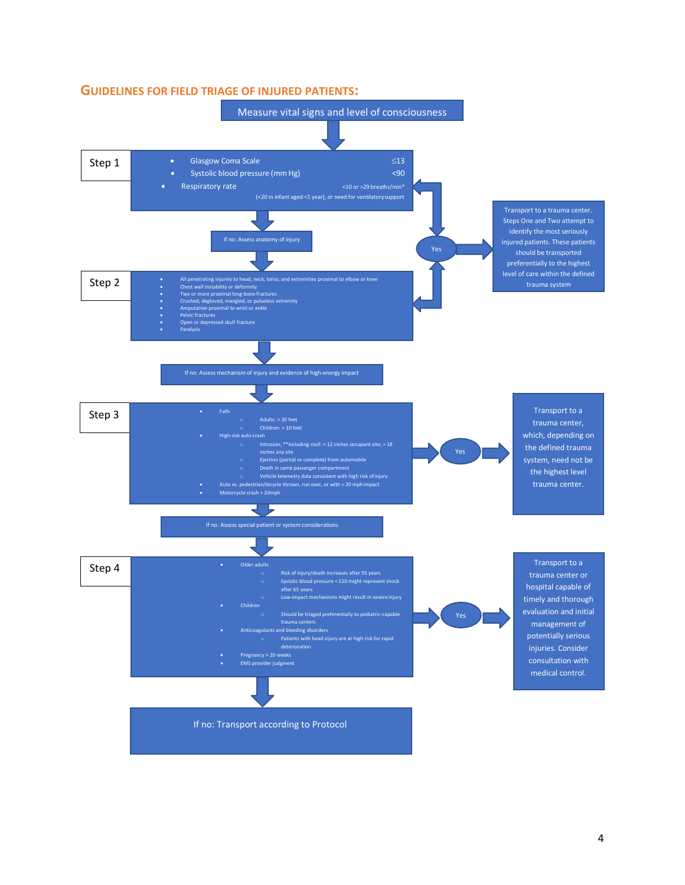## GUIDELINES FOR FIELD TRIAGE OF INJURED PATIENTS:

**Measure vital signs and level of consciousness**

### Step 1

- Glasgow Coma Scale ≤13
- Systolic blood pressure (mm Hg) <90
- Respiratory rate <10 or >29 breaths/min* (<20 in infant aged <1 year), or need for ventilatory support

If no: Assess anatomy of injury

### Step 2

- All penetrating injuries to head, neck, torso, and extremities proximal to elbow or knee
- Chest wall instability or deformity
- Two or more proximal long-bone fractures
- Crushed, degloved, mangled, or pulseless extremity
- Amputation proximal to wrist or ankle
- Pelvic fractures
- Open or depressed skull fracture
- Paralysis

Steps 1 and 2 – Yes: Transport to a trauma center. Steps One and Two attempt to identify the most seriously injured patients. These patients should be transported preferentially to the highest level of care within the defined trauma system

If no: Assess mechanism of injury and evidence of high-energy impact

### Step 3

- Falls
  - Adults: > 20 feet
  - Children: > 10 feet
- High-risk auto crash
  - Intrusion, **including roof: > 12 inches occupant site; > 18 inches any site
  - Ejection (partial or complete) from automobile
  - Death in same passenger compartment
  - Vehicle telemetry data consistent with high risk of injury
- Auto vs. pedestrian/bicycle thrown, run over, or with > 20 mph impact
- Motorcycle crash > 20mph

Yes: Transport to a trauma center, which, depending on the defined trauma system, need not be the highest level trauma center.

If no: Assess special patient or system considerations

### Step 4

- Older adults
  - Risk of injury/death increases after 55 years
  - Systolic blood pressure < 110 might represent shock after 65 years
  - Low-impact mechanisms might result in severe injury
- Children
  - Should be triaged preferentially to pediatric-capable trauma centers
- Anticoagulants and bleeding disorders
  - Patients with head injury are at high risk for rapid deterioration
- Pregnancy > 20 weeks
- EMS provider judgment

Yes: Transport to a trauma center or hospital capable of timely and thorough evaluation and initial management of potentially serious injuries. Consider consultation with medical control.

**If no: Transport according to Protocol**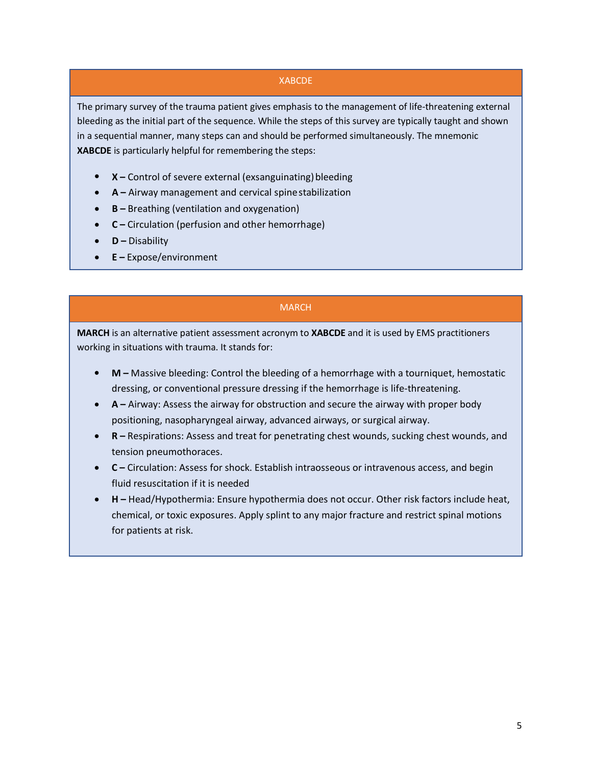## XABCDE

The primary survey of the trauma patient gives emphasis to the management of life-threatening external bleeding as the initial part of the sequence. While the steps of this survey are typically taught and shown in a sequential manner, many steps can and should be performed simultaneously. The mnemonic **XABCDE** is particularly helpful for remembering the steps:

- **X –** Control of severe external (exsanguinating) bleeding
- **A –** Airway management and cervical spine stabilization
- **B –** Breathing (ventilation and oxygenation)
- **C –** Circulation (perfusion and other hemorrhage)
- **D –** Disability
- **E –** Expose/environment

## MARCH

**MARCH** is an alternative patient assessment acronym to **XABCDE** and it is used by EMS practitioners working in situations with trauma. It stands for:

- **M –** Massive bleeding: Control the bleeding of a hemorrhage with a tourniquet, hemostatic dressing, or conventional pressure dressing if the hemorrhage is life-threatening.
- **A –** Airway: Assess the airway for obstruction and secure the airway with proper body positioning, nasopharyngeal airway, advanced airways, or surgical airway.
- **R –** Respirations: Assess and treat for penetrating chest wounds, sucking chest wounds, and tension pneumothoraces.
- **C –** Circulation: Assess for shock. Establish intraosseous or intravenous access, and begin fluid resuscitation if it is needed
- **H –** Head/Hypothermia: Ensure hypothermia does not occur. Other risk factors include heat, chemical, or toxic exposures. Apply splint to any major fracture and restrict spinal motions for patients at risk.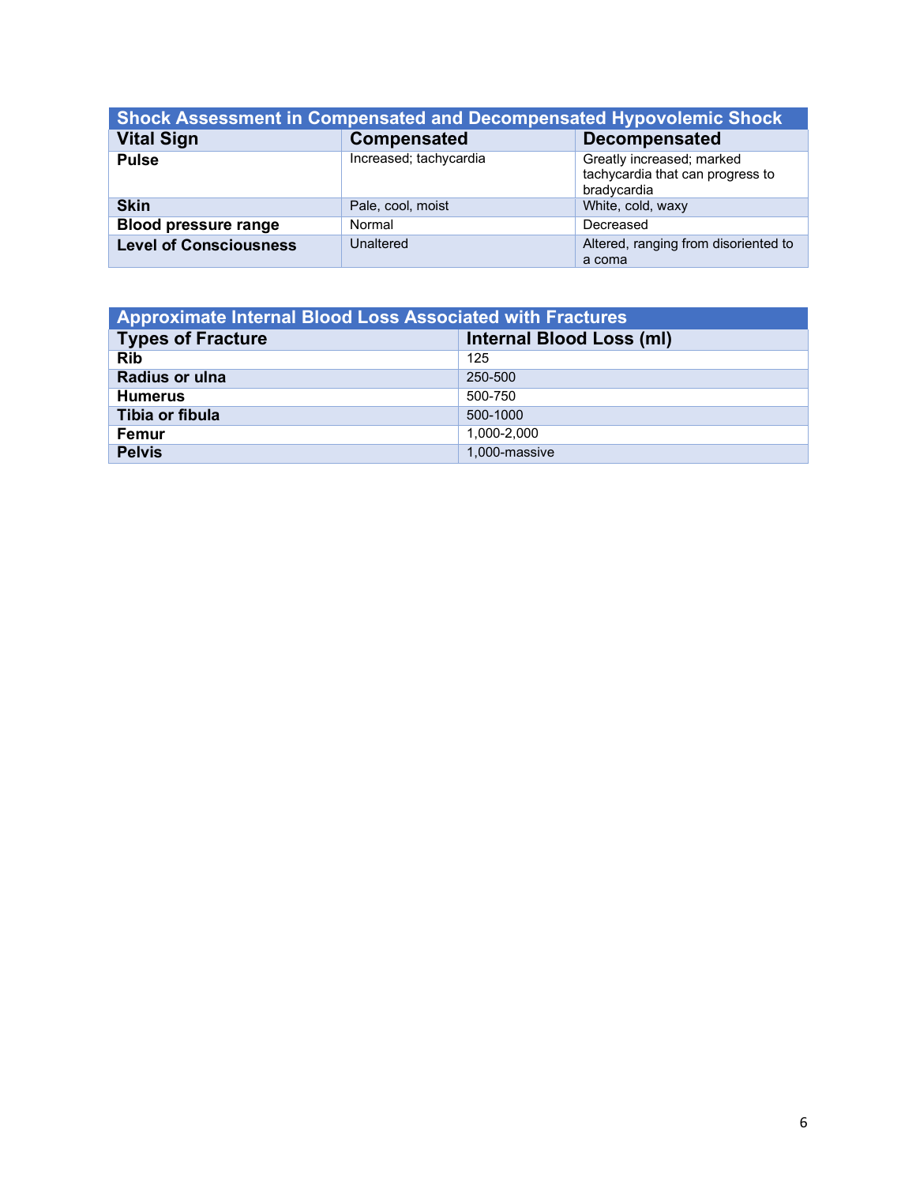| Shock Assessment in Compensated and Decompensated Hypovolemic Shock | | |
|---|---|---|
| **Vital Sign** | **Compensated** | **Decompensated** |
| **Pulse** | Increased; tachycardia | Greatly increased; marked tachycardia that can progress to bradycardia |
| **Skin** | Pale, cool, moist | White, cold, waxy |
| **Blood pressure range** | Normal | Decreased |
| **Level of Consciousness** | Unaltered | Altered, ranging from disoriented to a coma |

| Approximate Internal Blood Loss Associated with Fractures | |
|---|---|
| **Types of Fracture** | **Internal Blood Loss (ml)** |
| **Rib** | 125 |
| **Radius or ulna** | 250-500 |
| **Humerus** | 500-750 |
| **Tibia or fibula** | 500-1000 |
| **Femur** | 1,000-2,000 |
| **Pelvis** | 1,000-massive |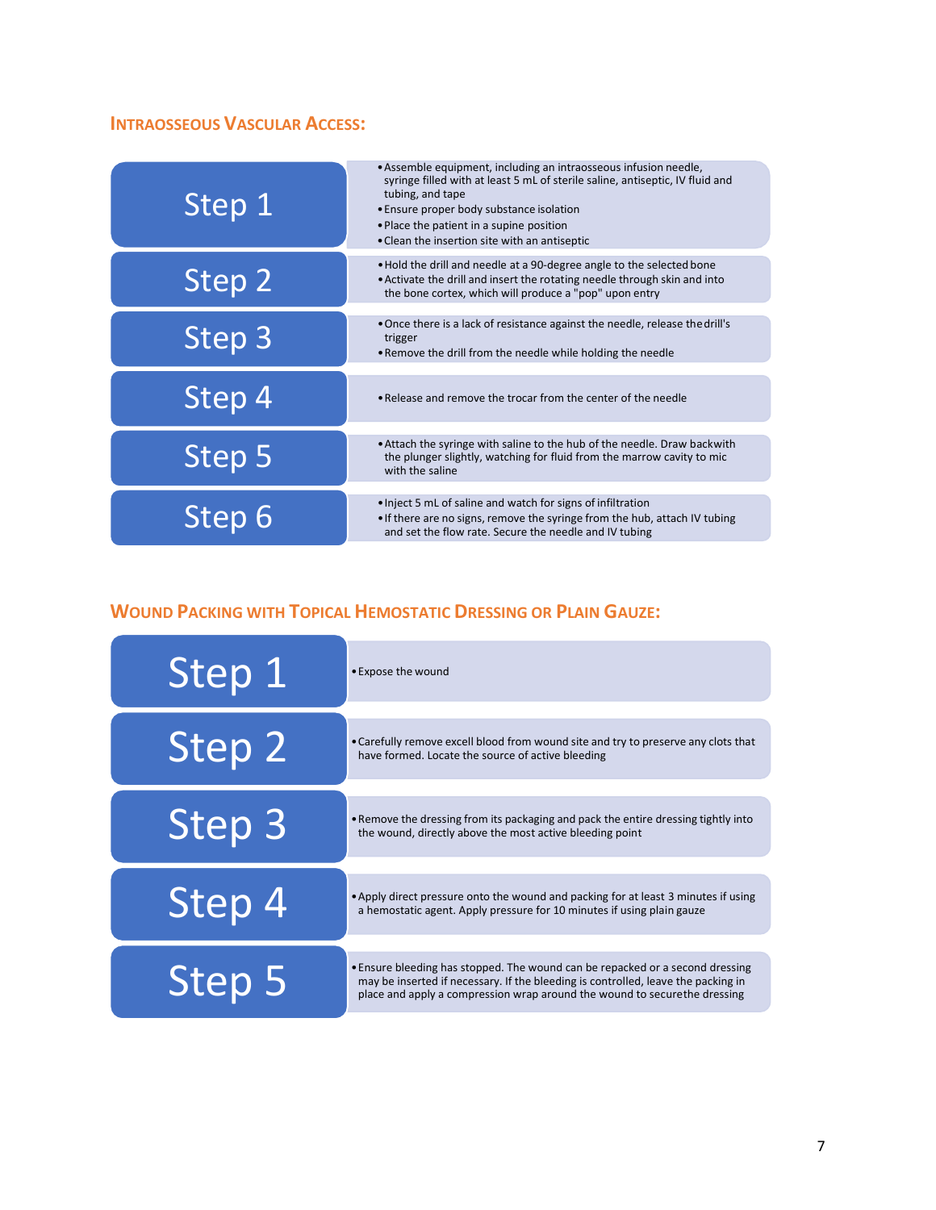## Intraosseous Vascular Access:

| Step | Description |
| --- | --- |
| Step 1 | • Assemble equipment, including an intraosseous infusion needle, syringe filled with at least 5 mL of sterile saline, antiseptic, IV fluid and tubing, and tape<br>• Ensure proper body substance isolation<br>• Place the patient in a supine position<br>• Clean the insertion site with an antiseptic |
| Step 2 | • Hold the drill and needle at a 90-degree angle to the selected bone<br>• Activate the drill and insert the rotating needle through skin and into the bone cortex, which will produce a "pop" upon entry |
| Step 3 | • Once there is a lack of resistance against the needle, release the drill's trigger<br>• Remove the drill from the needle while holding the needle |
| Step 4 | • Release and remove the trocar from the center of the needle |
| Step 5 | • Attach the syringe with saline to the hub of the needle. Draw back with the plunger slightly, watching for fluid from the marrow cavity to mic with the saline |
| Step 6 | • Inject 5 mL of saline and watch for signs of infiltration<br>• If there are no signs, remove the syringe from the hub, attach IV tubing and set the flow rate. Secure the needle and IV tubing |

## Wound Packing with Topical Hemostatic Dressing or Plain Gauze:

| Step | Description |
| --- | --- |
| Step 1 | • Expose the wound |
| Step 2 | • Carefully remove excell blood from wound site and try to preserve any clots that have formed. Locate the source of active bleeding |
| Step 3 | • Remove the dressing from its packaging and pack the entire dressing tightly into the wound, directly above the most active bleeding point |
| Step 4 | • Apply direct pressure onto the wound and packing for at least 3 minutes if using a hemostatic agent. Apply pressure for 10 minutes if using plain gauze |
| Step 5 | • Ensure bleeding has stopped. The wound can be repacked or a second dressing may be inserted if necessary. If the bleeding is controlled, leave the packing in place and apply a compression wrap around the wound to securethe dressing |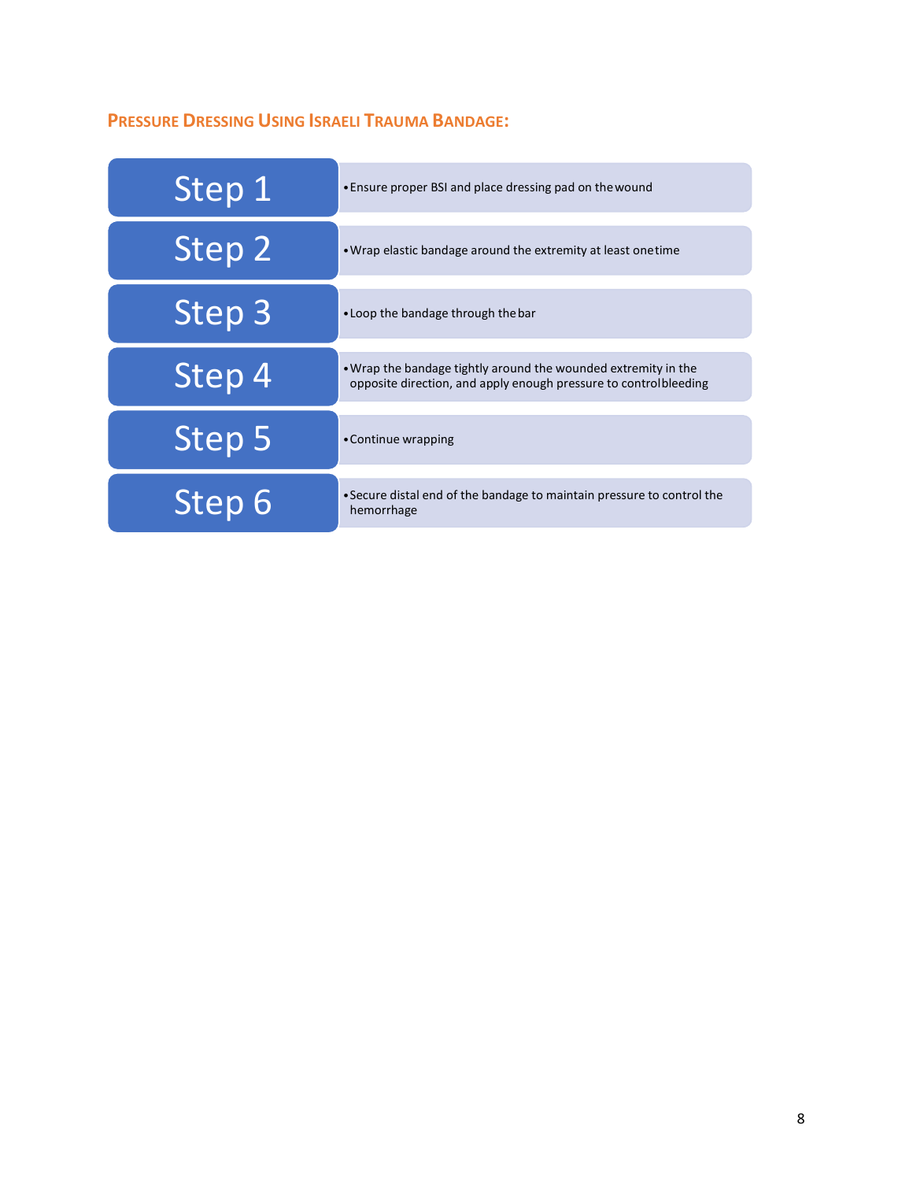## Pressure Dressing Using Israeli Trauma Bandage:

| Step | Action |
| --- | --- |
| Step 1 | • Ensure proper BSI and place dressing pad on the wound |
| Step 2 | • Wrap elastic bandage around the extremity at least one time |
| Step 3 | • Loop the bandage through the bar |
| Step 4 | • Wrap the bandage tightly around the wounded extremity in the opposite direction, and apply enough pressure to control bleeding |
| Step 5 | • Continue wrapping |
| Step 6 | • Secure distal end of the bandage to maintain pressure to control the hemorrhage |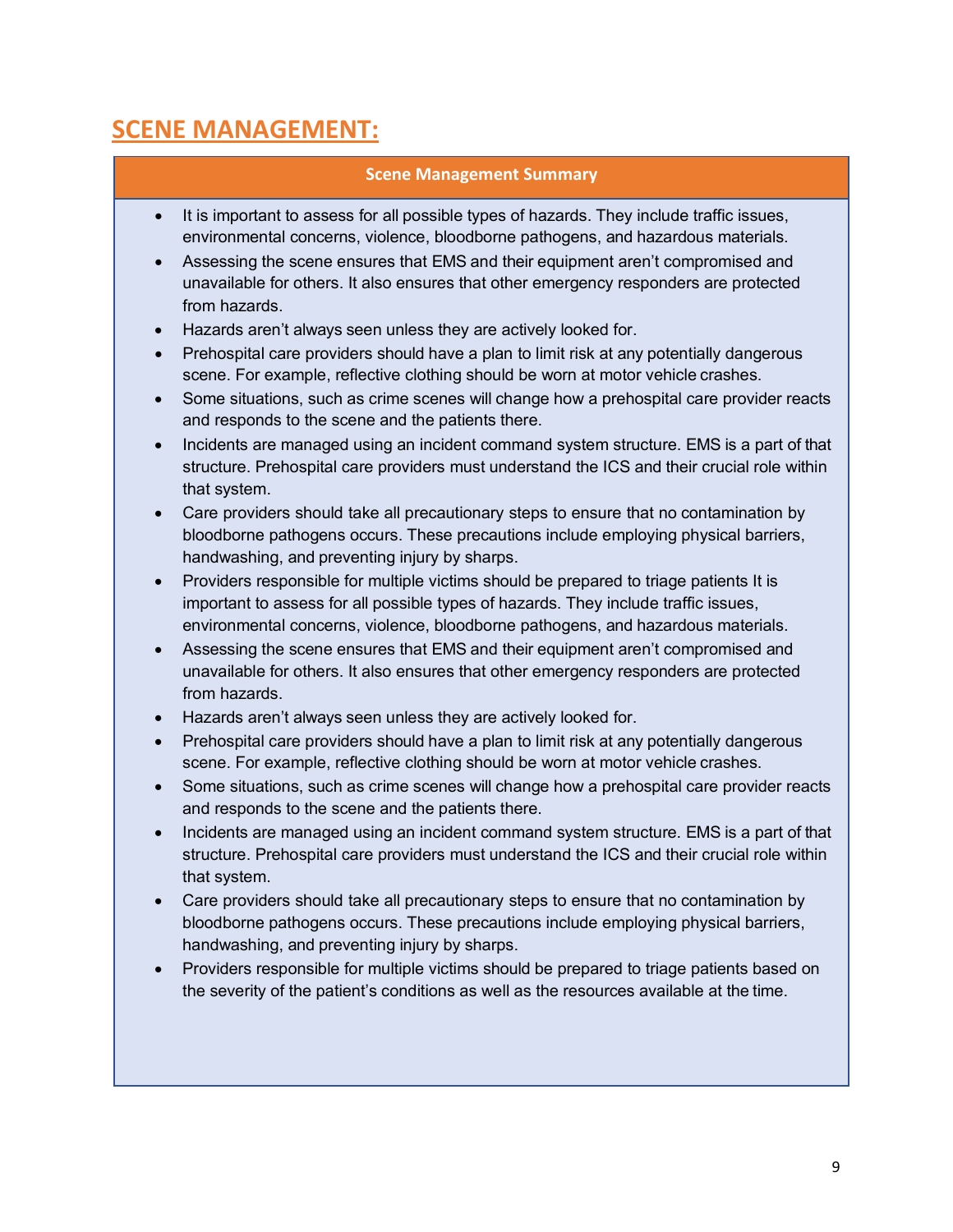# SCENE MANAGEMENT:

**Scene Management Summary**

- It is important to assess for all possible types of hazards. They include traffic issues, environmental concerns, violence, bloodborne pathogens, and hazardous materials.
- Assessing the scene ensures that EMS and their equipment aren't compromised and unavailable for others. It also ensures that other emergency responders are protected from hazards.
- Hazards aren't always seen unless they are actively looked for.
- Prehospital care providers should have a plan to limit risk at any potentially dangerous scene. For example, reflective clothing should be worn at motor vehicle crashes.
- Some situations, such as crime scenes will change how a prehospital care provider reacts and responds to the scene and the patients there.
- Incidents are managed using an incident command system structure. EMS is a part of that structure. Prehospital care providers must understand the ICS and their crucial role within that system.
- Care providers should take all precautionary steps to ensure that no contamination by bloodborne pathogens occurs. These precautions include employing physical barriers, handwashing, and preventing injury by sharps.
- Providers responsible for multiple victims should be prepared to triage patients It is important to assess for all possible types of hazards. They include traffic issues, environmental concerns, violence, bloodborne pathogens, and hazardous materials.
- Assessing the scene ensures that EMS and their equipment aren't compromised and unavailable for others. It also ensures that other emergency responders are protected from hazards.
- Hazards aren't always seen unless they are actively looked for.
- Prehospital care providers should have a plan to limit risk at any potentially dangerous scene. For example, reflective clothing should be worn at motor vehicle crashes.
- Some situations, such as crime scenes will change how a prehospital care provider reacts and responds to the scene and the patients there.
- Incidents are managed using an incident command system structure. EMS is a part of that structure. Prehospital care providers must understand the ICS and their crucial role within that system.
- Care providers should take all precautionary steps to ensure that no contamination by bloodborne pathogens occurs. These precautions include employing physical barriers, handwashing, and preventing injury by sharps.
- Providers responsible for multiple victims should be prepared to triage patients based on the severity of the patient's conditions as well as the resources available at the time.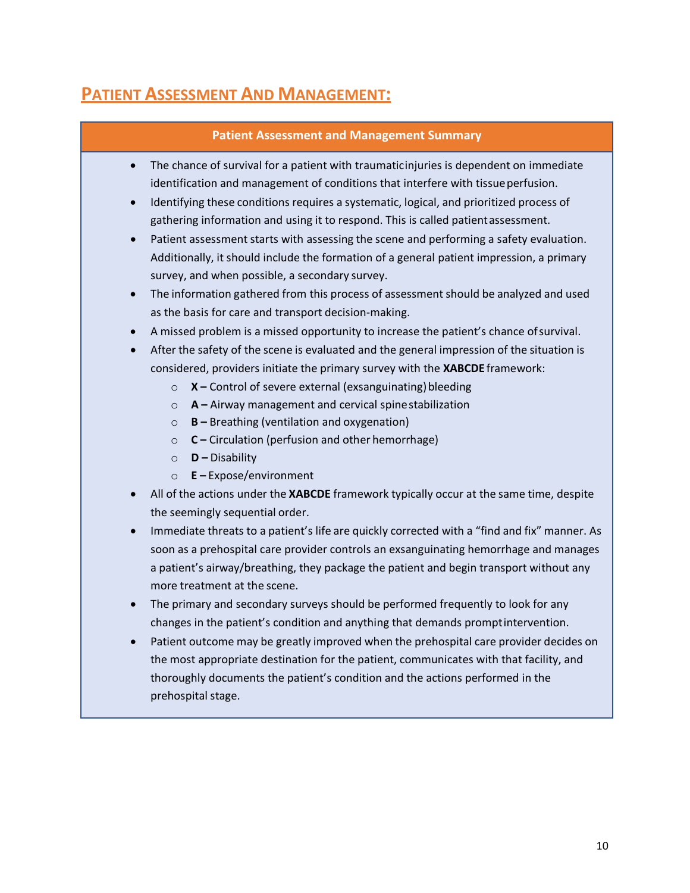## Patient Assessment And Management:

**Patient Assessment and Management Summary**

- The chance of survival for a patient with traumatic injuries is dependent on immediate identification and management of conditions that interfere with tissue perfusion.
- Identifying these conditions requires a systematic, logical, and prioritized process of gathering information and using it to respond. This is called patient assessment.
- Patient assessment starts with assessing the scene and performing a safety evaluation. Additionally, it should include the formation of a general patient impression, a primary survey, and when possible, a secondary survey.
- The information gathered from this process of assessment should be analyzed and used as the basis for care and transport decision-making.
- A missed problem is a missed opportunity to increase the patient's chance of survival.
- After the safety of the scene is evaluated and the general impression of the situation is considered, providers initiate the primary survey with the **XABCDE** framework:
    - **X –** Control of severe external (exsanguinating) bleeding
    - **A –** Airway management and cervical spine stabilization
    - **B –** Breathing (ventilation and oxygenation)
    - **C –** Circulation (perfusion and other hemorrhage)
    - **D –** Disability
    - **E –** Expose/environment
- All of the actions under the **XABCDE** framework typically occur at the same time, despite the seemingly sequential order.
- Immediate threats to a patient's life are quickly corrected with a "find and fix" manner. As soon as a prehospital care provider controls an exsanguinating hemorrhage and manages a patient's airway/breathing, they package the patient and begin transport without any more treatment at the scene.
- The primary and secondary surveys should be performed frequently to look for any changes in the patient's condition and anything that demands prompt intervention.
- Patient outcome may be greatly improved when the prehospital care provider decides on the most appropriate destination for the patient, communicates with that facility, and thoroughly documents the patient's condition and the actions performed in the prehospital stage.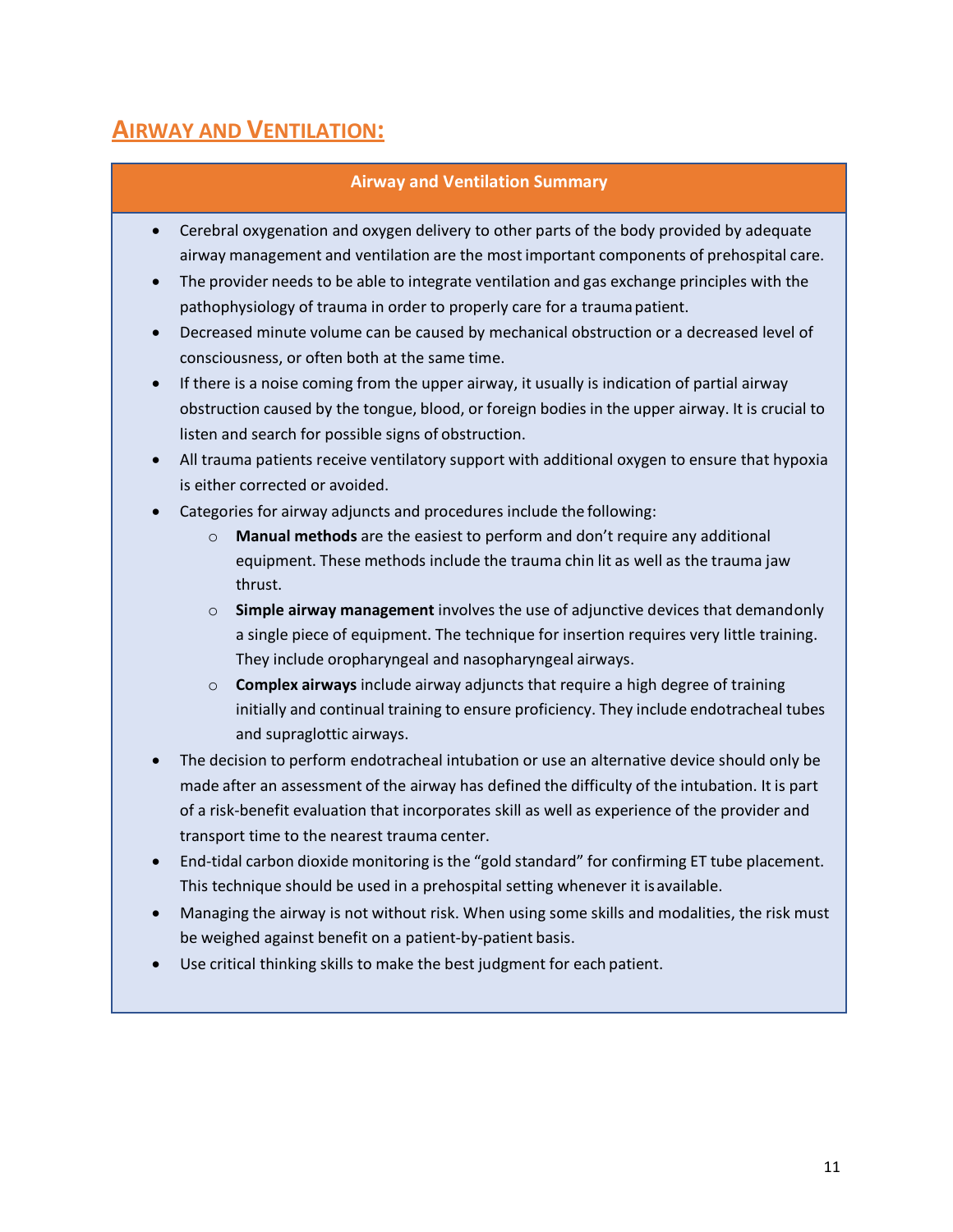## AIRWAY AND VENTILATION:

**Airway and Ventilation Summary**

- Cerebral oxygenation and oxygen delivery to other parts of the body provided by adequate airway management and ventilation are the most important components of prehospital care.
- The provider needs to be able to integrate ventilation and gas exchange principles with the pathophysiology of trauma in order to properly care for a trauma patient.
- Decreased minute volume can be caused by mechanical obstruction or a decreased level of consciousness, or often both at the same time.
- If there is a noise coming from the upper airway, it usually is indication of partial airway obstruction caused by the tongue, blood, or foreign bodies in the upper airway. It is crucial to listen and search for possible signs of obstruction.
- All trauma patients receive ventilatory support with additional oxygen to ensure that hypoxia is either corrected or avoided.
- Categories for airway adjuncts and procedures include the following:
  - **Manual methods** are the easiest to perform and don't require any additional equipment. These methods include the trauma chin lit as well as the trauma jaw thrust.
  - **Simple airway management** involves the use of adjunctive devices that demandonly a single piece of equipment. The technique for insertion requires very little training. They include oropharyngeal and nasopharyngeal airways.
  - **Complex airways** include airway adjuncts that require a high degree of training initially and continual training to ensure proficiency. They include endotracheal tubes and supraglottic airways.
- The decision to perform endotracheal intubation or use an alternative device should only be made after an assessment of the airway has defined the difficulty of the intubation. It is part of a risk-benefit evaluation that incorporates skill as well as experience of the provider and transport time to the nearest trauma center.
- End-tidal carbon dioxide monitoring is the "gold standard" for confirming ET tube placement. This technique should be used in a prehospital setting whenever it is available.
- Managing the airway is not without risk. When using some skills and modalities, the risk must be weighed against benefit on a patient-by-patient basis.
- Use critical thinking skills to make the best judgment for each patient.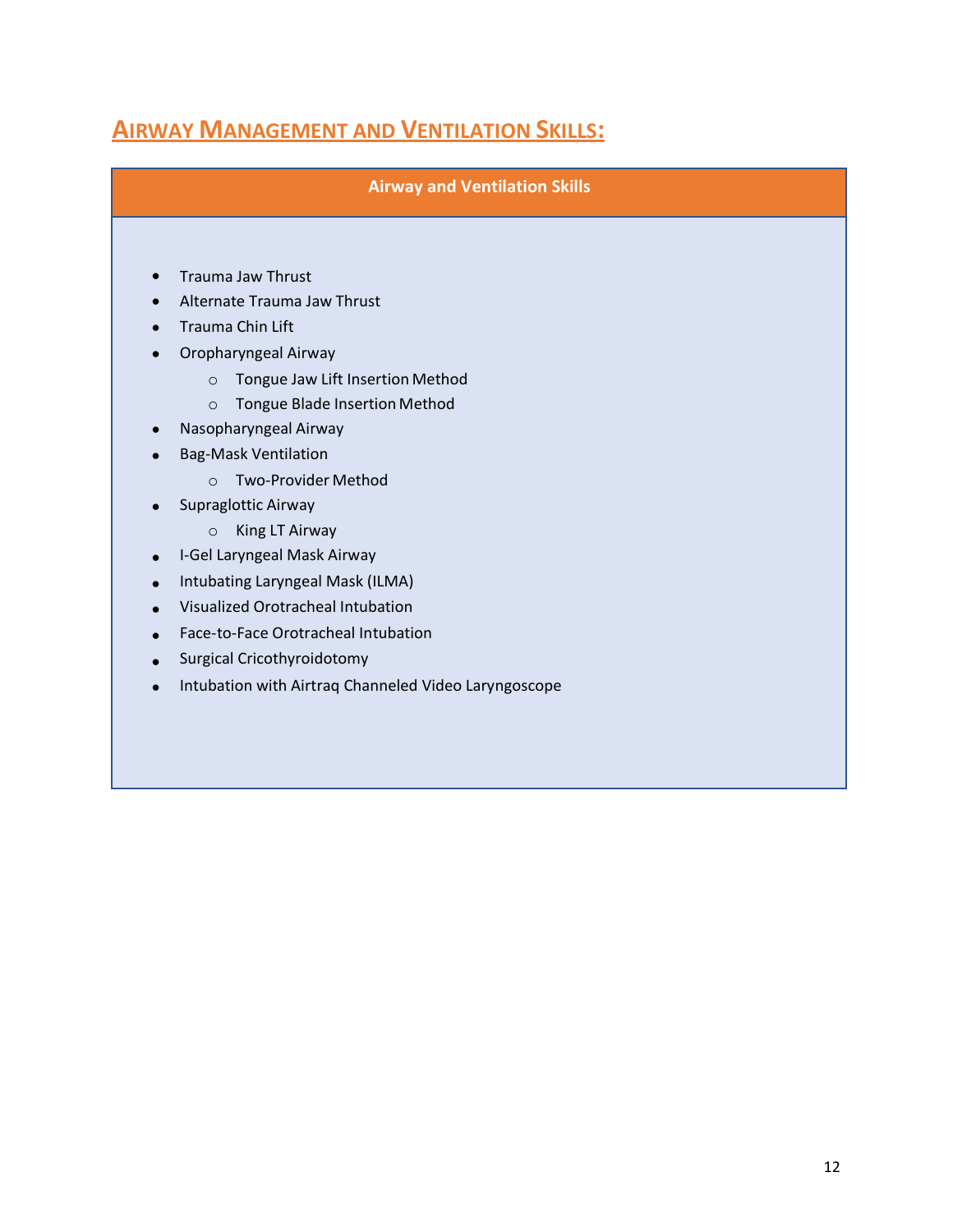## AIRWAY MANAGEMENT AND VENTILATION SKILLS:

**Airway and Ventilation Skills**

- Trauma Jaw Thrust
- Alternate Trauma Jaw Thrust
- Trauma Chin Lift
- Oropharyngeal Airway
  - Tongue Jaw Lift Insertion Method
  - Tongue Blade Insertion Method
- Nasopharyngeal Airway
- Bag-Mask Ventilation
  - Two-Provider Method
- Supraglottic Airway
  - King LT Airway
- I-Gel Laryngeal Mask Airway
- Intubating Laryngeal Mask (ILMA)
- Visualized Orotracheal Intubation
- Face-to-Face Orotracheal Intubation
- Surgical Cricothyroidotomy
- Intubation with Airtraq Channeled Video Laryngoscope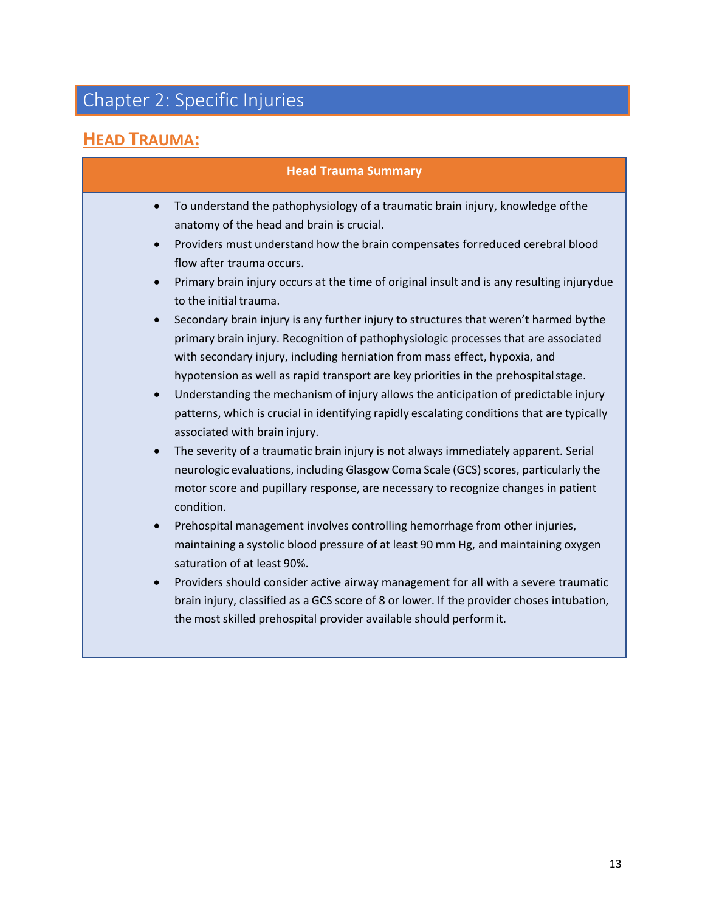# Chapter 2: Specific Injuries

## HEAD TRAUMA:

**Head Trauma Summary**

- To understand the pathophysiology of a traumatic brain injury, knowledge of the anatomy of the head and brain is crucial.
- Providers must understand how the brain compensates for reduced cerebral blood flow after trauma occurs.
- Primary brain injury occurs at the time of original insult and is any resulting injury due to the initial trauma.
- Secondary brain injury is any further injury to structures that weren't harmed by the primary brain injury. Recognition of pathophysiologic processes that are associated with secondary injury, including herniation from mass effect, hypoxia, and hypotension as well as rapid transport are key priorities in the prehospital stage.
- Understanding the mechanism of injury allows the anticipation of predictable injury patterns, which is crucial in identifying rapidly escalating conditions that are typically associated with brain injury.
- The severity of a traumatic brain injury is not always immediately apparent. Serial neurologic evaluations, including Glasgow Coma Scale (GCS) scores, particularly the motor score and pupillary response, are necessary to recognize changes in patient condition.
- Prehospital management involves controlling hemorrhage from other injuries, maintaining a systolic blood pressure of at least 90 mm Hg, and maintaining oxygen saturation of at least 90%.
- Providers should consider active airway management for all with a severe traumatic brain injury, classified as a GCS score of 8 or lower. If the provider choses intubation, the most skilled prehospital provider available should perform it.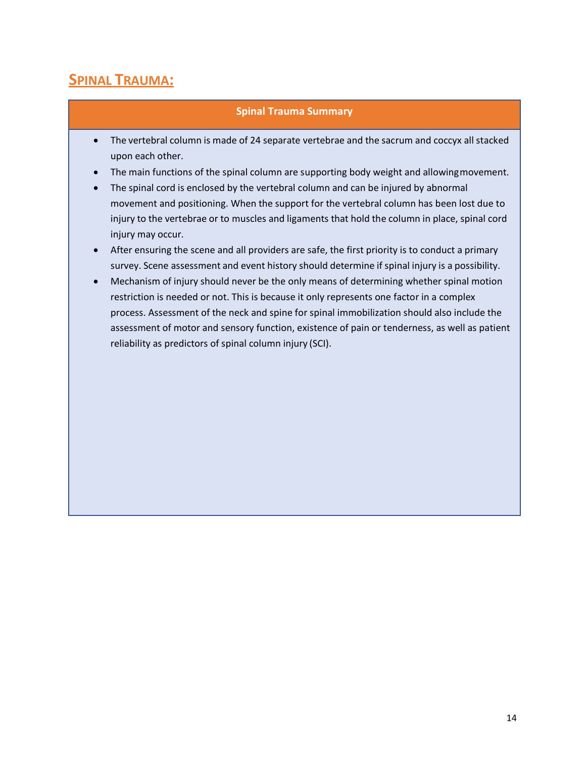## SPINAL TRAUMA:

**Spinal Trauma Summary**

- The vertebral column is made of 24 separate vertebrae and the sacrum and coccyx all stacked upon each other.
- The main functions of the spinal column are supporting body weight and allowing movement.
- The spinal cord is enclosed by the vertebral column and can be injured by abnormal movement and positioning. When the support for the vertebral column has been lost due to injury to the vertebrae or to muscles and ligaments that hold the column in place, spinal cord injury may occur.
- After ensuring the scene and all providers are safe, the first priority is to conduct a primary survey. Scene assessment and event history should determine if spinal injury is a possibility.
- Mechanism of injury should never be the only means of determining whether spinal motion restriction is needed or not. This is because it only represents one factor in a complex process. Assessment of the neck and spine for spinal immobilization should also include the assessment of motor and sensory function, existence of pain or tenderness, as well as patient reliability as predictors of spinal column injury (SCI).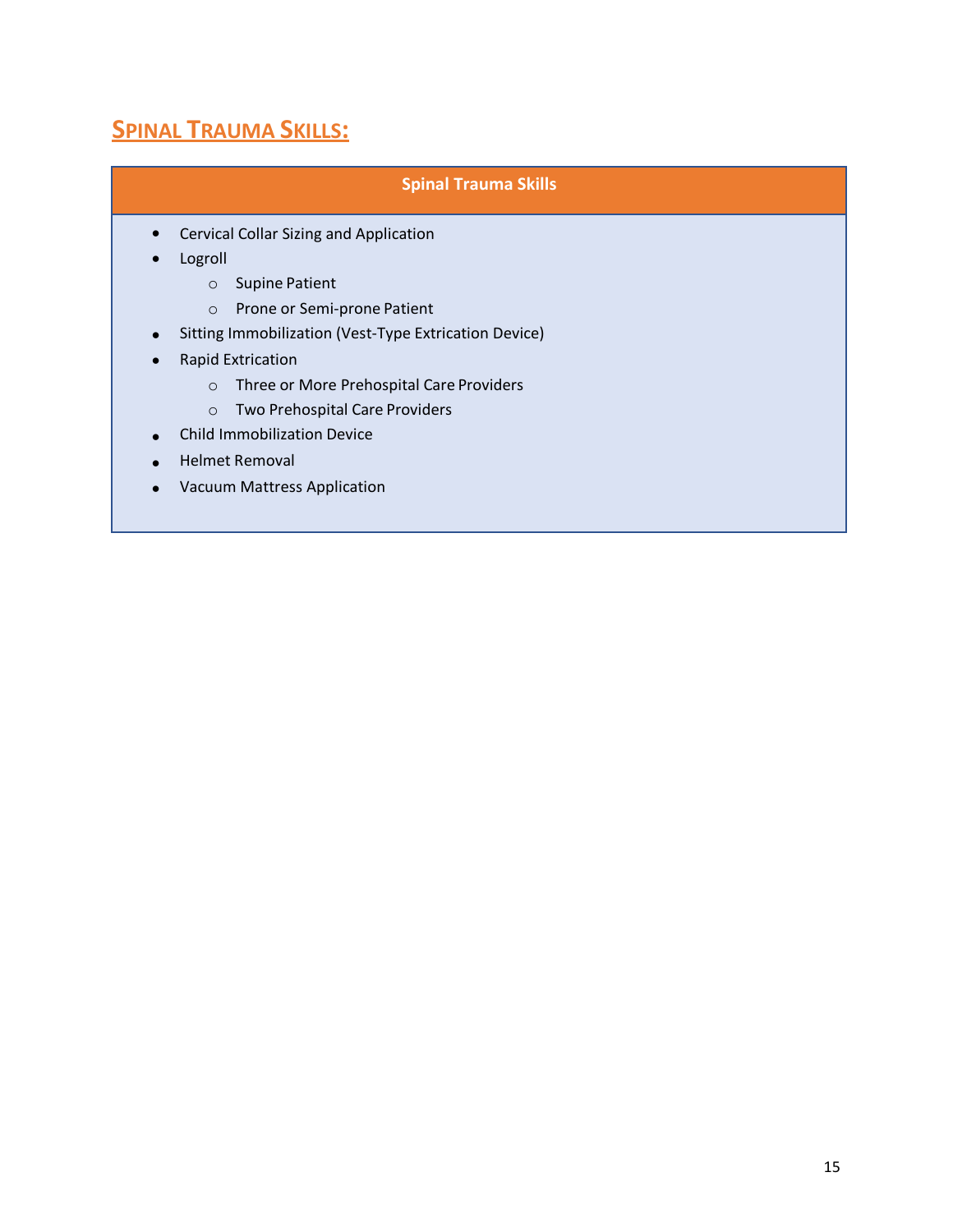## Spinal Trauma Skills:

| Spinal Trauma Skills |
| --- |
| • Cervical Collar Sizing and Application<br>• Logroll<br>  ○ Supine Patient<br>  ○ Prone or Semi-prone Patient<br>• Sitting Immobilization (Vest-Type Extrication Device)<br>• Rapid Extrication<br>  ○ Three or More Prehospital Care Providers<br>  ○ Two Prehospital Care Providers<br>• Child Immobilization Device<br>• Helmet Removal<br>• Vacuum Mattress Application |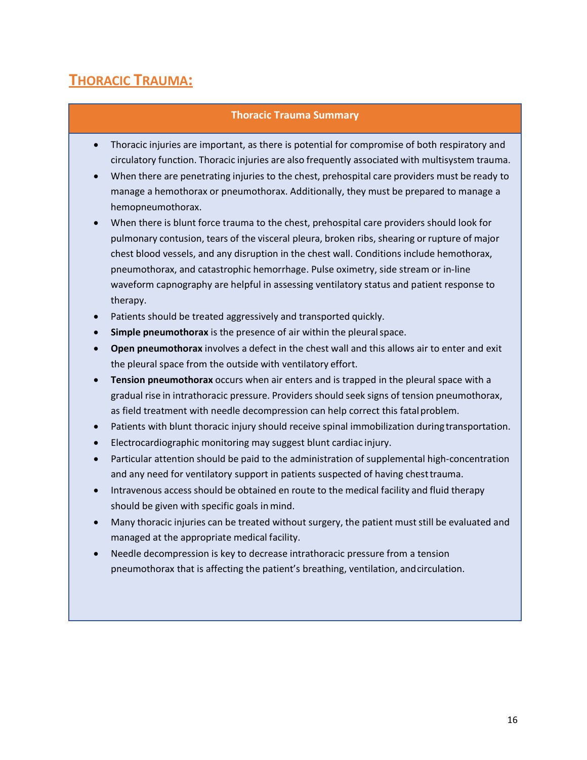## THORACIC TRAUMA:

### Thoracic Trauma Summary

- Thoracic injuries are important, as there is potential for compromise of both respiratory and circulatory function. Thoracic injuries are also frequently associated with multisystem trauma.
- When there are penetrating injuries to the chest, prehospital care providers must be ready to manage a hemothorax or pneumothorax. Additionally, they must be prepared to manage a hemopneumothorax.
- When there is blunt force trauma to the chest, prehospital care providers should look for pulmonary contusion, tears of the visceral pleura, broken ribs, shearing or rupture of major chest blood vessels, and any disruption in the chest wall. Conditions include hemothorax, pneumothorax, and catastrophic hemorrhage. Pulse oximetry, side stream or in-line waveform capnography are helpful in assessing ventilatory status and patient response to therapy.
- Patients should be treated aggressively and transported quickly.
- **Simple pneumothorax** is the presence of air within the pleural space.
- **Open pneumothorax** involves a defect in the chest wall and this allows air to enter and exit the pleural space from the outside with ventilatory effort.
- **Tension pneumothorax** occurs when air enters and is trapped in the pleural space with a gradual rise in intrathoracic pressure. Providers should seek signs of tension pneumothorax, as field treatment with needle decompression can help correct this fatal problem.
- Patients with blunt thoracic injury should receive spinal immobilization during transportation.
- Electrocardiographic monitoring may suggest blunt cardiac injury.
- Particular attention should be paid to the administration of supplemental high-concentration and any need for ventilatory support in patients suspected of having chest trauma.
- Intravenous access should be obtained en route to the medical facility and fluid therapy should be given with specific goals in mind.
- Many thoracic injuries can be treated without surgery, the patient must still be evaluated and managed at the appropriate medical facility.
- Needle decompression is key to decrease intrathoracic pressure from a tension pneumothorax that is affecting the patient's breathing, ventilation, and circulation.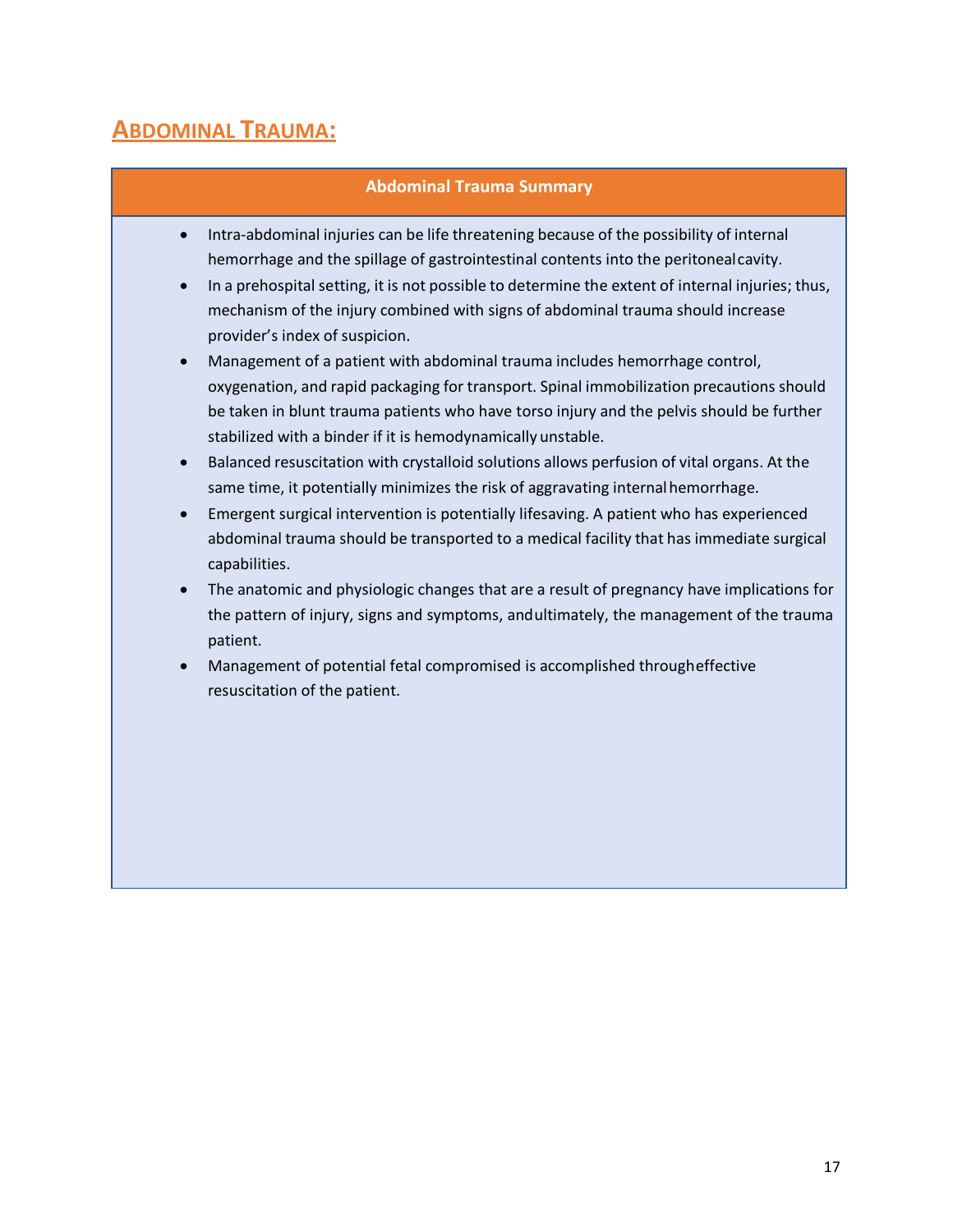# Abdominal Trauma:

## Abdominal Trauma Summary

- Intra-abdominal injuries can be life threatening because of the possibility of internal hemorrhage and the spillage of gastrointestinal contents into the peritoneal cavity.
- In a prehospital setting, it is not possible to determine the extent of internal injuries; thus, mechanism of the injury combined with signs of abdominal trauma should increase provider's index of suspicion.
- Management of a patient with abdominal trauma includes hemorrhage control, oxygenation, and rapid packaging for transport. Spinal immobilization precautions should be taken in blunt trauma patients who have torso injury and the pelvis should be further stabilized with a binder if it is hemodynamically unstable.
- Balanced resuscitation with crystalloid solutions allows perfusion of vital organs. At the same time, it potentially minimizes the risk of aggravating internal hemorrhage.
- Emergent surgical intervention is potentially lifesaving. A patient who has experienced abdominal trauma should be transported to a medical facility that has immediate surgical capabilities.
- The anatomic and physiologic changes that are a result of pregnancy have implications for the pattern of injury, signs and symptoms, and ultimately, the management of the trauma patient.
- Management of potential fetal compromised is accomplished through effective resuscitation of the patient.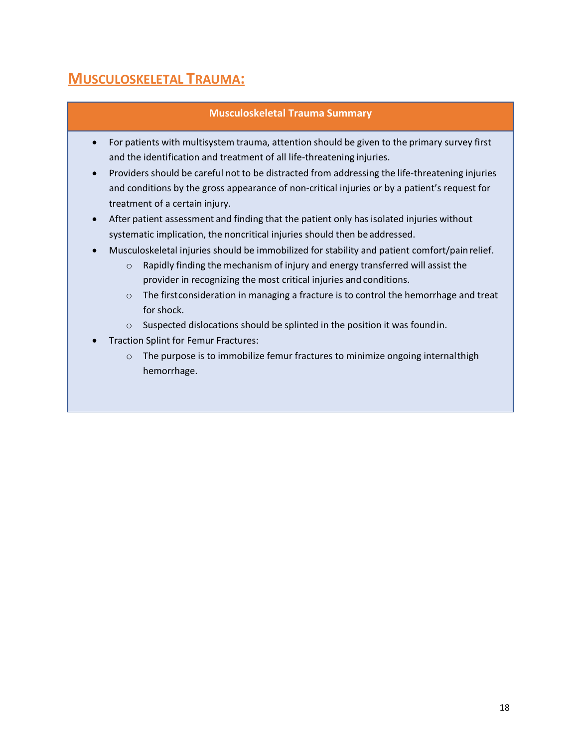## Musculoskeletal Trauma:

**Musculoskeletal Trauma Summary**

- For patients with multisystem trauma, attention should be given to the primary survey first and the identification and treatment of all life-threatening injuries.
- Providers should be careful not to be distracted from addressing the life-threatening injuries and conditions by the gross appearance of non-critical injuries or by a patient's request for treatment of a certain injury.
- After patient assessment and finding that the patient only has isolated injuries without systematic implication, the noncritical injuries should then be addressed.
- Musculoskeletal injuries should be immobilized for stability and patient comfort/pain relief.
  - Rapidly finding the mechanism of injury and energy transferred will assist the provider in recognizing the most critical injuries and conditions.
  - The first consideration in managing a fracture is to control the hemorrhage and treat for shock.
  - Suspected dislocations should be splinted in the position it was found in.
- Traction Splint for Femur Fractures:
  - The purpose is to immobilize femur fractures to minimize ongoing internal thigh hemorrhage.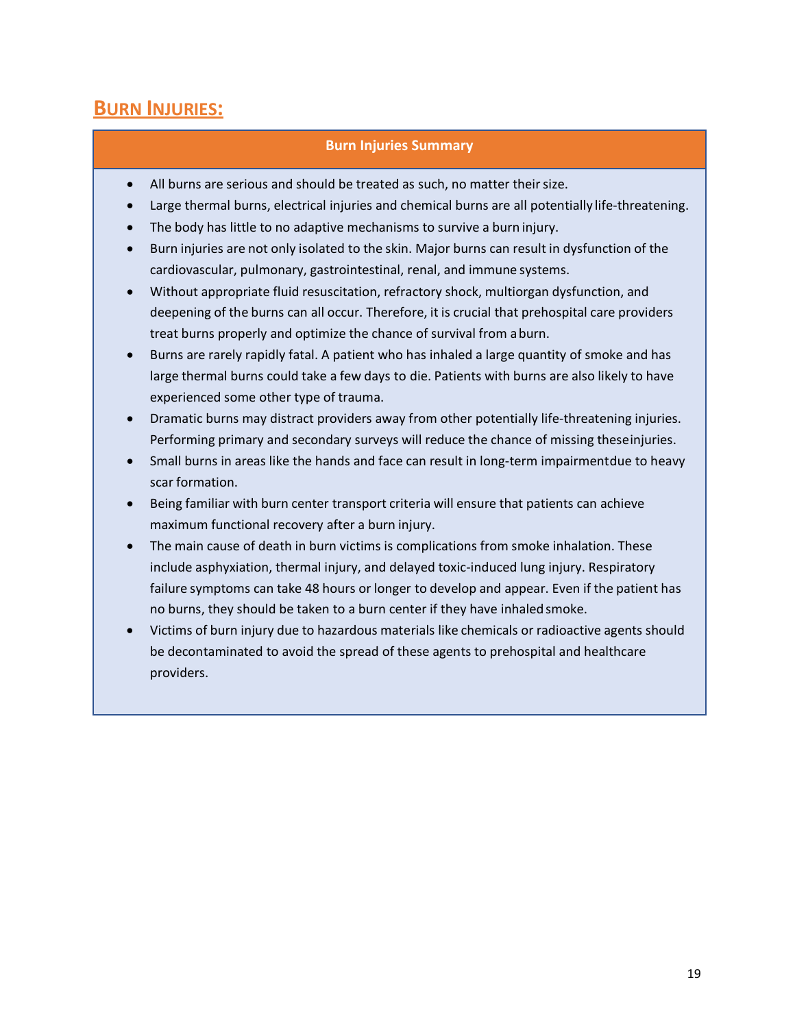## BURN INJURIES:

**Burn Injuries Summary**

- All burns are serious and should be treated as such, no matter their size.
- Large thermal burns, electrical injuries and chemical burns are all potentially life-threatening.
- The body has little to no adaptive mechanisms to survive a burn injury.
- Burn injuries are not only isolated to the skin. Major burns can result in dysfunction of the cardiovascular, pulmonary, gastrointestinal, renal, and immune systems.
- Without appropriate fluid resuscitation, refractory shock, multiorgan dysfunction, and deepening of the burns can all occur. Therefore, it is crucial that prehospital care providers treat burns properly and optimize the chance of survival from a burn.
- Burns are rarely rapidly fatal. A patient who has inhaled a large quantity of smoke and has large thermal burns could take a few days to die. Patients with burns are also likely to have experienced some other type of trauma.
- Dramatic burns may distract providers away from other potentially life-threatening injuries. Performing primary and secondary surveys will reduce the chance of missing these injuries.
- Small burns in areas like the hands and face can result in long-term impairment due to heavy scar formation.
- Being familiar with burn center transport criteria will ensure that patients can achieve maximum functional recovery after a burn injury.
- The main cause of death in burn victims is complications from smoke inhalation. These include asphyxiation, thermal injury, and delayed toxic-induced lung injury. Respiratory failure symptoms can take 48 hours or longer to develop and appear. Even if the patient has no burns, they should be taken to a burn center if they have inhaled smoke.
- Victims of burn injury due to hazardous materials like chemicals or radioactive agents should be decontaminated to avoid the spread of these agents to prehospital and healthcare providers.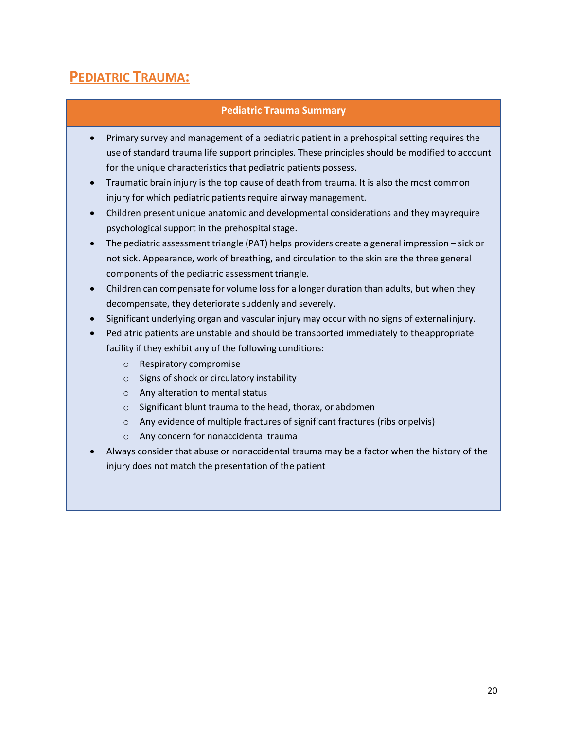## Pediatric Trauma:

### Pediatric Trauma Summary

- Primary survey and management of a pediatric patient in a prehospital setting requires the use of standard trauma life support principles. These principles should be modified to account for the unique characteristics that pediatric patients possess.
- Traumatic brain injury is the top cause of death from trauma. It is also the most common injury for which pediatric patients require airway management.
- Children present unique anatomic and developmental considerations and they mayrequire psychological support in the prehospital stage.
- The pediatric assessment triangle (PAT) helps providers create a general impression – sick or not sick. Appearance, work of breathing, and circulation to the skin are the three general components of the pediatric assessment triangle.
- Children can compensate for volume loss for a longer duration than adults, but when they decompensate, they deteriorate suddenly and severely.
- Significant underlying organ and vascular injury may occur with no signs of externalinjury.
- Pediatric patients are unstable and should be transported immediately to theappropriate facility if they exhibit any of the following conditions:
  - Respiratory compromise
  - Signs of shock or circulatory instability
  - Any alteration to mental status
  - Significant blunt trauma to the head, thorax, or abdomen
  - Any evidence of multiple fractures of significant fractures (ribs orpelvis)
  - Any concern for nonaccidental trauma
- Always consider that abuse or nonaccidental trauma may be a factor when the history of the injury does not match the presentation of the patient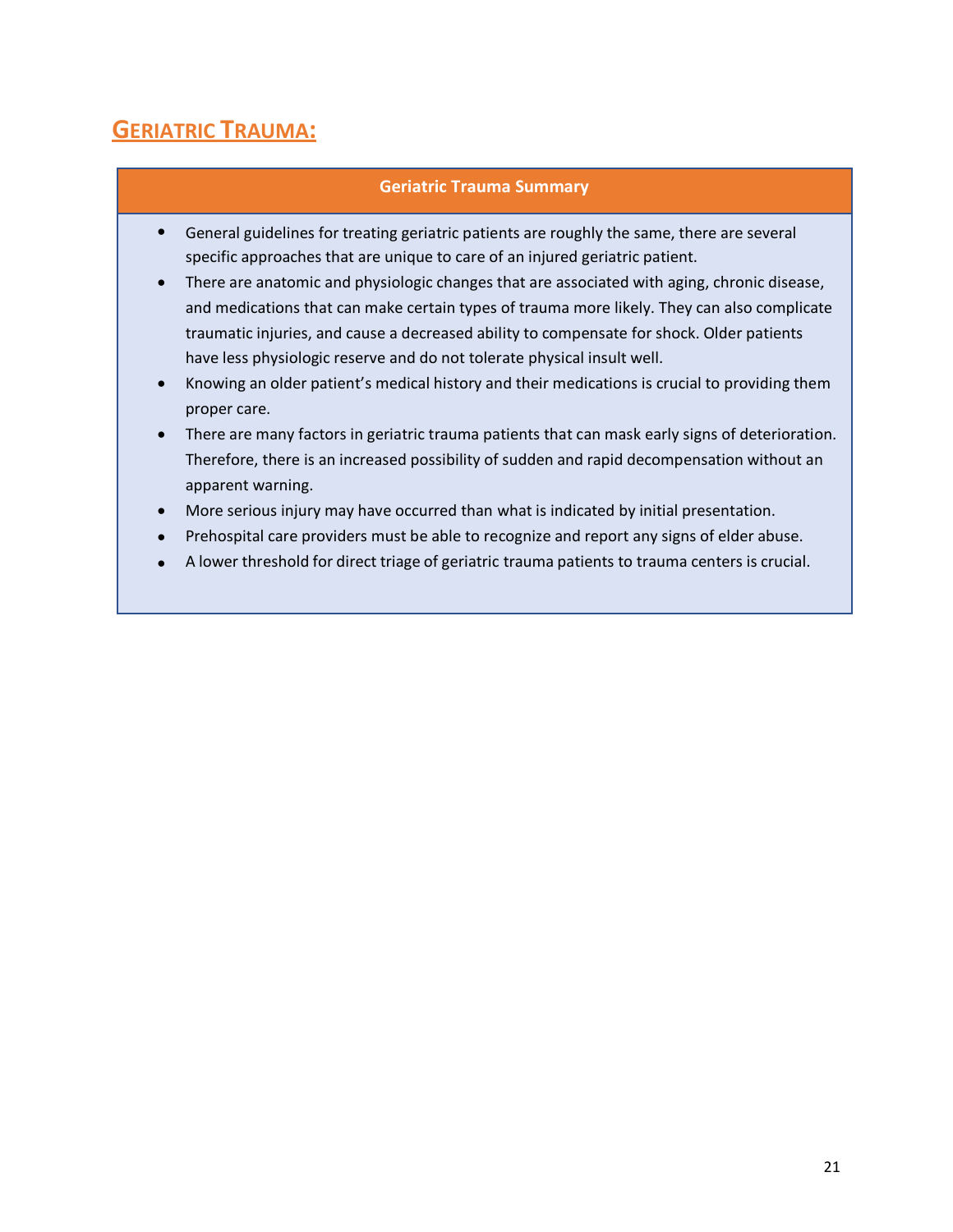## GERIATRIC TRAUMA:

**Geriatric Trauma Summary**

- General guidelines for treating geriatric patients are roughly the same, there are several specific approaches that are unique to care of an injured geriatric patient.
- There are anatomic and physiologic changes that are associated with aging, chronic disease, and medications that can make certain types of trauma more likely. They can also complicate traumatic injuries, and cause a decreased ability to compensate for shock. Older patients have less physiologic reserve and do not tolerate physical insult well.
- Knowing an older patient's medical history and their medications is crucial to providing them proper care.
- There are many factors in geriatric trauma patients that can mask early signs of deterioration. Therefore, there is an increased possibility of sudden and rapid decompensation without an apparent warning.
- More serious injury may have occurred than what is indicated by initial presentation.
- Prehospital care providers must be able to recognize and report any signs of elder abuse.
- A lower threshold for direct triage of geriatric trauma patients to trauma centers is crucial.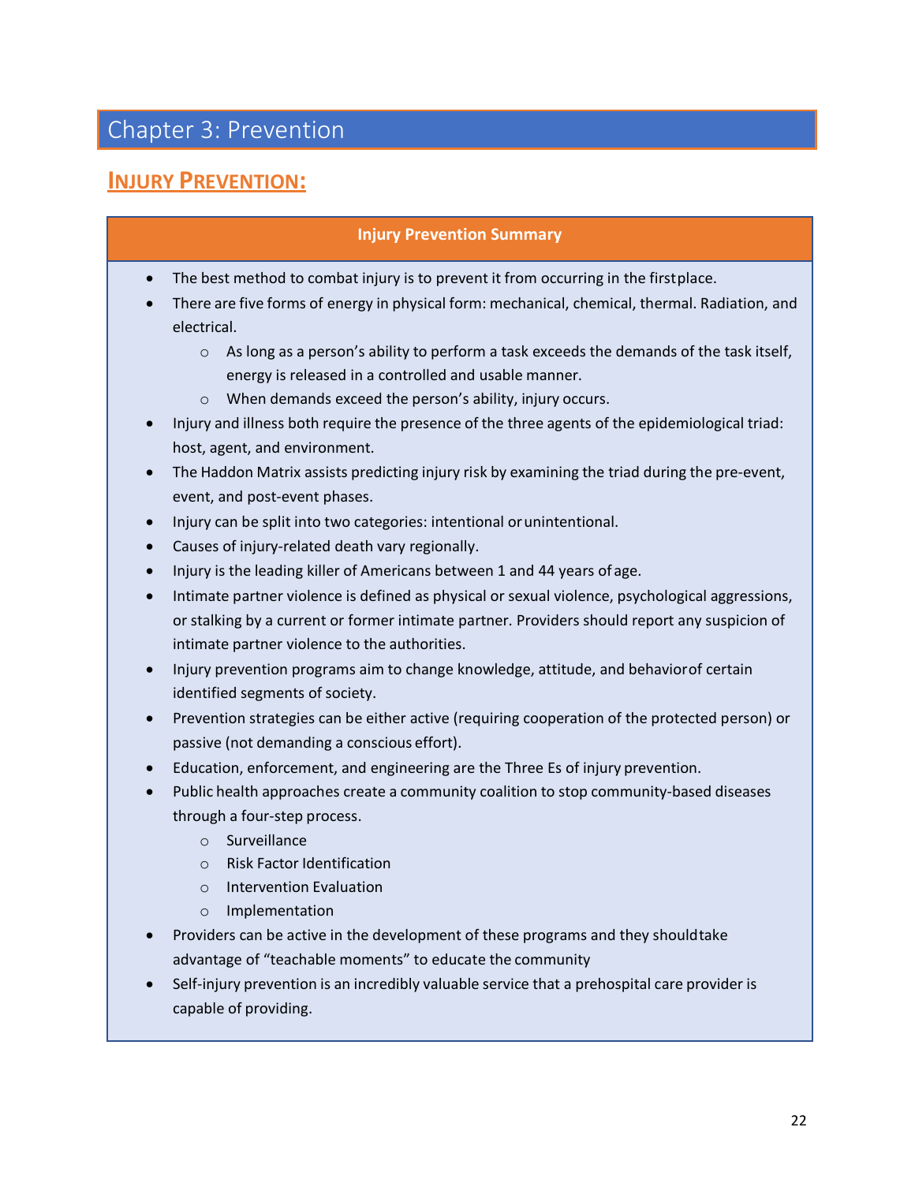# Chapter 3: Prevention

## INJURY PREVENTION:

**Injury Prevention Summary**

- The best method to combat injury is to prevent it from occurring in the firstplace.
- There are five forms of energy in physical form: mechanical, chemical, thermal. Radiation, and electrical.
  - As long as a person's ability to perform a task exceeds the demands of the task itself, energy is released in a controlled and usable manner.
  - When demands exceed the person's ability, injury occurs.
- Injury and illness both require the presence of the three agents of the epidemiological triad: host, agent, and environment.
- The Haddon Matrix assists predicting injury risk by examining the triad during the pre-event, event, and post-event phases.
- Injury can be split into two categories: intentional orunintentional.
- Causes of injury-related death vary regionally.
- Injury is the leading killer of Americans between 1 and 44 years ofage.
- Intimate partner violence is defined as physical or sexual violence, psychological aggressions, or stalking by a current or former intimate partner. Providers should report any suspicion of intimate partner violence to the authorities.
- Injury prevention programs aim to change knowledge, attitude, and behaviorof certain identified segments of society.
- Prevention strategies can be either active (requiring cooperation of the protected person) or passive (not demanding a conscious effort).
- Education, enforcement, and engineering are the Three Es of injury prevention.
- Public health approaches create a community coalition to stop community-based diseases through a four-step process.
  - Surveillance
  - Risk Factor Identification
  - Intervention Evaluation
  - Implementation
- Providers can be active in the development of these programs and they shouldtake advantage of "teachable moments" to educate the community
- Self-injury prevention is an incredibly valuable service that a prehospital care provider is capable of providing.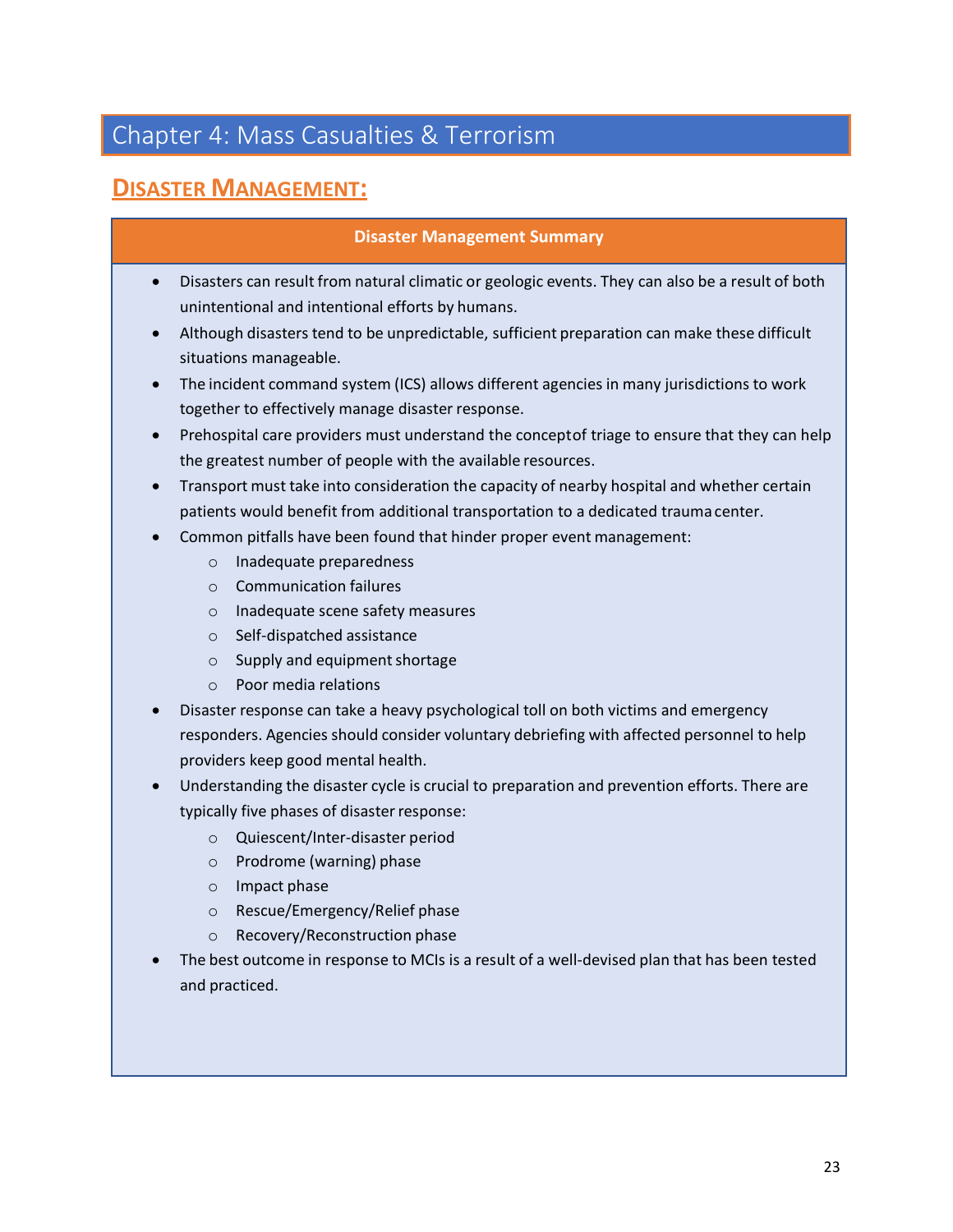# Chapter 4: Mass Casualties & Terrorism

## DISASTER MANAGEMENT:

**Disaster Management Summary**

- Disasters can result from natural climatic or geologic events. They can also be a result of both unintentional and intentional efforts by humans.
- Although disasters tend to be unpredictable, sufficient preparation can make these difficult situations manageable.
- The incident command system (ICS) allows different agencies in many jurisdictions to work together to effectively manage disaster response.
- Prehospital care providers must understand the conceptof triage to ensure that they can help the greatest number of people with the available resources.
- Transport must take into consideration the capacity of nearby hospital and whether certain patients would benefit from additional transportation to a dedicated trauma center.
- Common pitfalls have been found that hinder proper event management:
  - Inadequate preparedness
  - Communication failures
  - Inadequate scene safety measures
  - Self-dispatched assistance
  - Supply and equipment shortage
  - Poor media relations
- Disaster response can take a heavy psychological toll on both victims and emergency responders. Agencies should consider voluntary debriefing with affected personnel to help providers keep good mental health.
- Understanding the disaster cycle is crucial to preparation and prevention efforts. There are typically five phases of disaster response:
  - Quiescent/Inter-disaster period
  - Prodrome (warning) phase
  - Impact phase
  - Rescue/Emergency/Relief phase
  - Recovery/Reconstruction phase
- The best outcome in response to MCIs is a result of a well-devised plan that has been tested and practiced.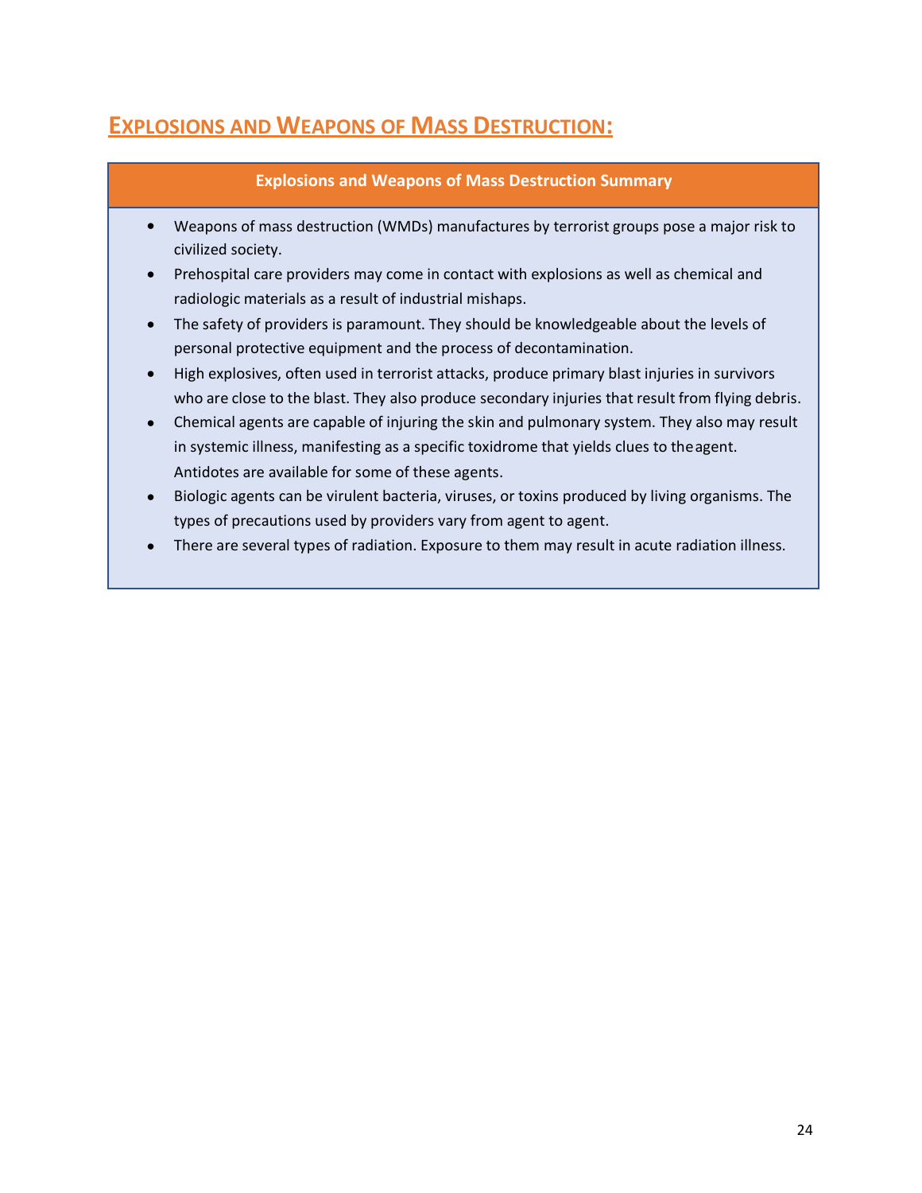## Explosions and Weapons of Mass Destruction:

**Explosions and Weapons of Mass Destruction Summary**

- Weapons of mass destruction (WMDs) manufactures by terrorist groups pose a major risk to civilized society.
- Prehospital care providers may come in contact with explosions as well as chemical and radiologic materials as a result of industrial mishaps.
- The safety of providers is paramount. They should be knowledgeable about the levels of personal protective equipment and the process of decontamination.
- High explosives, often used in terrorist attacks, produce primary blast injuries in survivors who are close to the blast. They also produce secondary injuries that result from flying debris.
- Chemical agents are capable of injuring the skin and pulmonary system. They also may result in systemic illness, manifesting as a specific toxidrome that yields clues to the agent. Antidotes are available for some of these agents.
- Biologic agents can be virulent bacteria, viruses, or toxins produced by living organisms. The types of precautions used by providers vary from agent to agent.
- There are several types of radiation. Exposure to them may result in acute radiation illness.